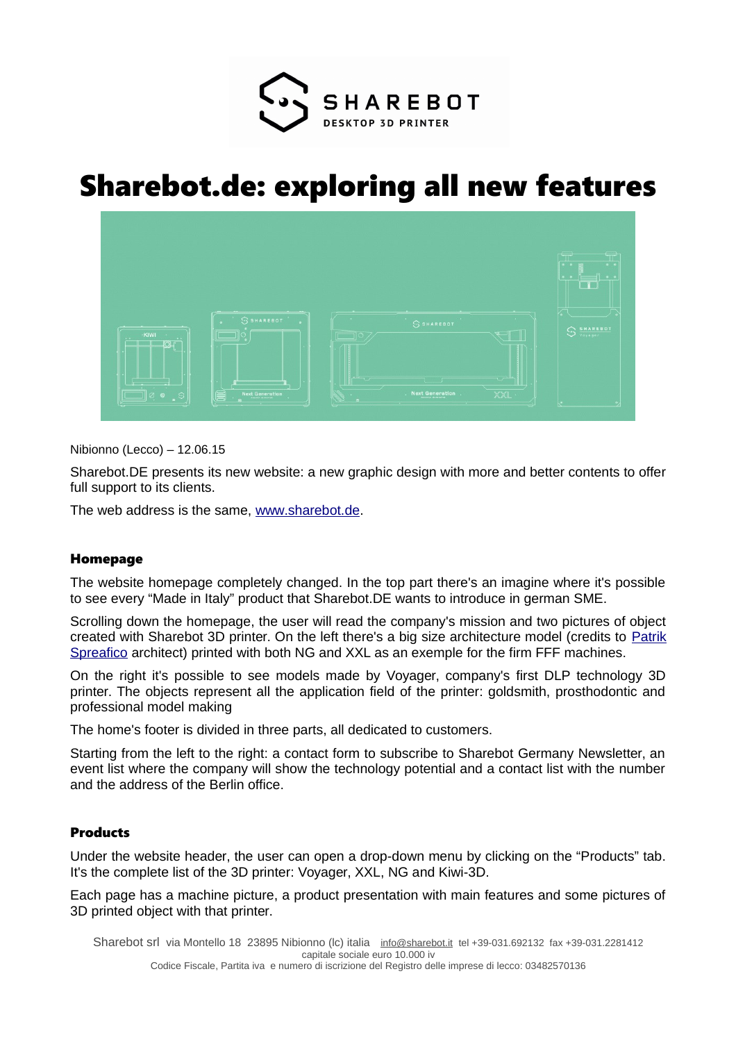# Sharebot.de: exploring all new features

Nibionno (Lecco) – 12.06.15

Sharebot.DE presents its new website: a new graphic design with more and better contents to offer full support to its clients.

The web address is the same, [www.sharebot.de](http://www.sharebot.de).

## Homepage

The website homepage completely changed. In the top part there's an imagine where it's possible to see every “Made in Italy” product that Sharebot.DE wants to introduce in german SME.

Scrolling down the homepage, the user will read the company's mission and two pictures of object created with Sharebot 3D printer. On the left there's a big size architecture model (credits to Patrik Spreafico architect) printed with both NG and XXL as an exemple for the firm FFF machines.

On the right it's possible to see models made by Voyager, company's first DLP technology 3D printer. The objects represent all the application field of the printer: goldsmith, prosthodontic and professional model making

The home's footer is divided in three parts, all dedicated to customers.

Starting from the left to the right: a contact form to subscribe to Sharebot Germany Newsletter, an event list where the company will show the technology potential and a contact list with the number and the address of the Berlin office.

## Products

Under the website header, the user can open a drop-down menu by clicking on the “Products” tab. It's the complete list of the 3D printer: Voyager, XXL, NG and Kiwi-3D.

Each page has a machine picture, a product presentation with main features and some pictures of 3D printed object with that printer.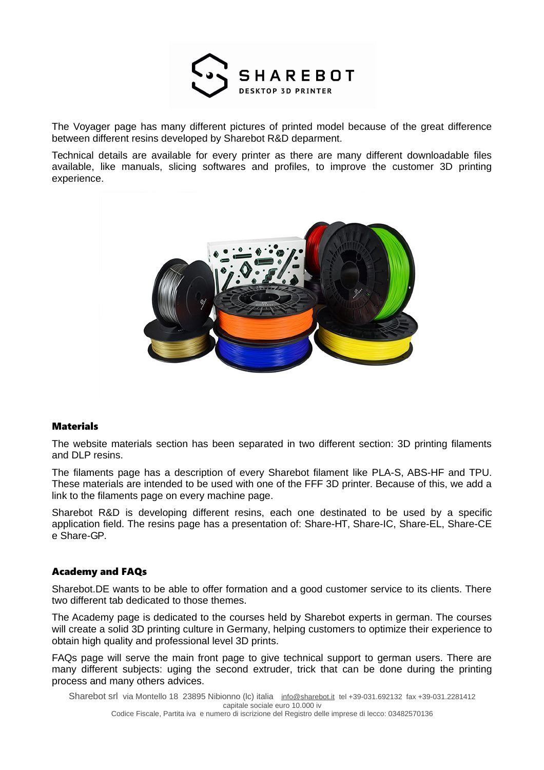The Voyager page has many different pictures of printed model because of the great difference between different resins developed by Sharebot R&D deparment.

Technical details are available for every printer as there are many different downloadable files available, like manuals, slicing softwares and profiles, to improve the customer 3D printing experience.

## Materials

The website materials section has been separated in two different section: 3D printing filaments and DLP resins.

The filaments page has a description of every Sharebot filament like PLA-S, ABS-HF and TPU. These materials are intended to be used with one of the FFF 3D printer. Because of this, we add a link to the filaments page on every machine page.

Sharebot R&D is developing different resins, each one destinated to be used by a specific application field. The resins page has a presentation of: Share-HT, Share-IC, Share-EL, Share-CE e Share-GP.

## Academy and FAQs

Sharebot.DE wants to be able to offer formation and a good customer service to its clients. There two different tab dedicated to those themes.

The Academy page is dedicated to the courses held by Sharebot experts in german. The courses will create a solid 3D printing culture in Germany, helping customers to optimize their experience to obtain high quality and professional level 3D prints.

FAQs page will serve the main front page to give technical support to german users. There are many different subjects: uging the second extruder, trick that can be done during the printing process and many others advices.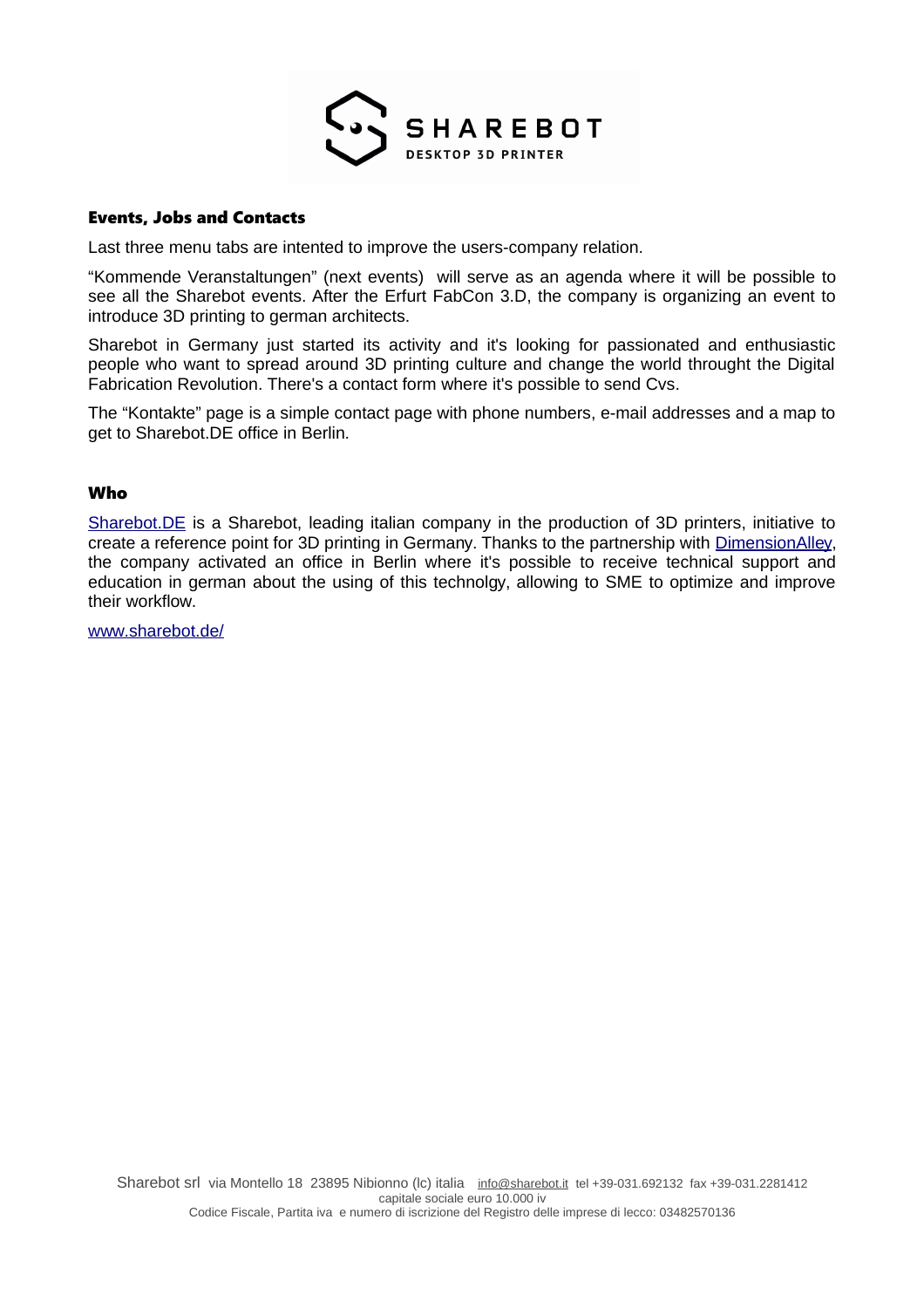### Events, Jobs and Contacts

Last three menu tabs are intented to improve the users-company relation.

“Kommende Veranstaltungen” (next events) will serve as an agenda where it will be possible to see all the Sharebot events. After the Erfurt FabCon 3.D, the company is organizing an event to introduce 3D printing to german architects.

Sharebot in Germany just started its activity and it's looking for passionated and enthusiastic people who want to spread around 3D printing culture and change the world throught the Digital Fabrication Revolution. There's a contact form where it's possible to send Cvs.

The “Kontakte” page is a simple contact page with phone numbers, e-mail addresses and a map to get to Sharebot.DE office in Berlin.

### Who

Sharebot.DE is a Sharebot, leading italian company in the production of 3D printers, initiative to create a reference point for 3D printing in Germany. Thanks to the partnership with DimensionAlley, the company activated an office in Berlin where it's possible to receive technical support and education in german about the using of this technolgy, allowing to SME to optimize and improve their workflow.

www.sharebot.de/